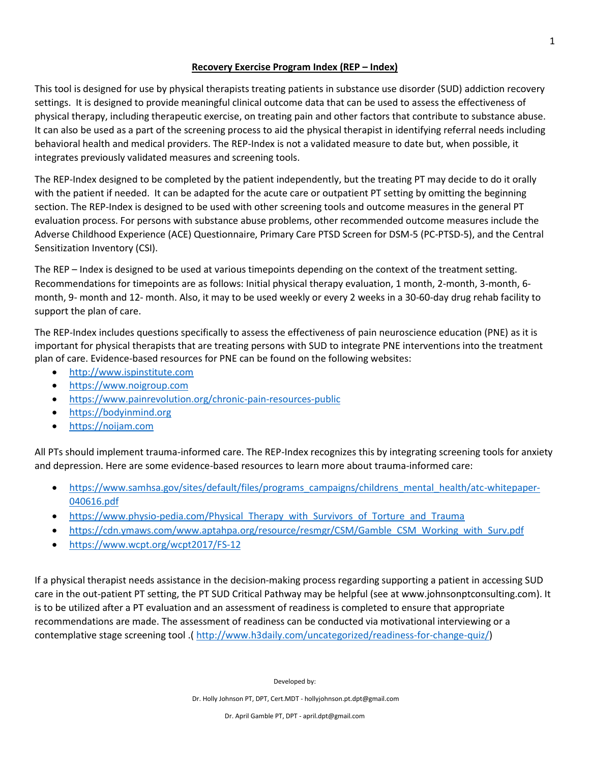# Recovery Exercise Program Index (REP – Index)

This tool is designed for use by physical therapists treating patients in substance use disorder (SUD) addiction recovery settings. It is designed to provide meaningful clinical outcome data that can be used to assess the effectiveness of physical therapy, including therapeutic exercise, on treating pain and other factors that contribute to substance abuse. It can also be used as a part of the screening process to aid the physical therapist in identifying referral needs including behavioral health and medical providers. The REP-Index is not a validated measure to date but, when possible, it integrates previously validated measures and screening tools.

The REP-Index designed to be completed by the patient independently, but the treating PT may decide to do it orally with the patient if needed. It can be adapted for the acute care or outpatient PT setting by omitting the beginning section. The REP-Index is designed to be used with other screening tools and outcome measures in the general PT evaluation process. For persons with substance abuse problems, other recommended outcome measures include the Adverse Childhood Experience (ACE) Questionnaire, Primary Care PTSD Screen for DSM-5 (PC-PTSD-5), and the Central Sensitization Inventory (CSI).

The REP – Index is designed to be used at various timepoints depending on the context of the treatment setting. Recommendations for timepoints are as follows: Initial physical therapy evaluation, 1 month, 2-month, 3-month, 6-month, 9- month and 12- month. Also, it may to be used weekly or every 2 weeks in a 30-60-day drug rehab facility to support the plan of care.

The REP-Index includes questions specifically to assess the effectiveness of pain neuroscience education (PNE) as it is important for physical therapists that are treating persons with SUD to integrate PNE interventions into the treatment plan of care. Evidence-based resources for PNE can be found on the following websites:

- http://www.ispinstitute.com
- https://www.noigroup.com
- https://www.painrevolution.org/chronic-pain-resources-public
- https://bodyinmind.org
- https://noijam.com

All PTs should implement trauma-informed care. The REP-Index recognizes this by integrating screening tools for anxiety and depression. Here are some evidence-based resources to learn more about trauma-informed care:

- https://www.samhsa.gov/sites/default/files/programs_campaigns/childrens_mental_health/atc-whitepaper-040616.pdf
- https://www.physio-pedia.com/Physical_Therapy_with_Survivors_of_Torture_and_Trauma
- https://cdn.ymaws.com/www.aptahpa.org/resource/resmgr/CSM/Gamble_CSM_Working_with_Surv.pdf
- https://www.wcpt.org/wcpt2017/FS-12

If a physical therapist needs assistance in the decision-making process regarding supporting a patient in accessing SUD care in the out-patient PT setting, the PT SUD Critical Pathway may be helpful (see at www.johnsonptconsulting.com). It is to be utilized after a PT evaluation and an assessment of readiness is completed to ensure that appropriate recommendations are made. The assessment of readiness can be conducted via motivational interviewing or a contemplative stage screening tool .( http://www.h3daily.com/uncategorized/readiness-for-change-quiz/)

Developed by:

Dr. Holly Johnson PT, DPT, Cert.MDT - hollyjohnson.pt.dpt@gmail.com

Dr. April Gamble PT, DPT - april.dpt@gmail.com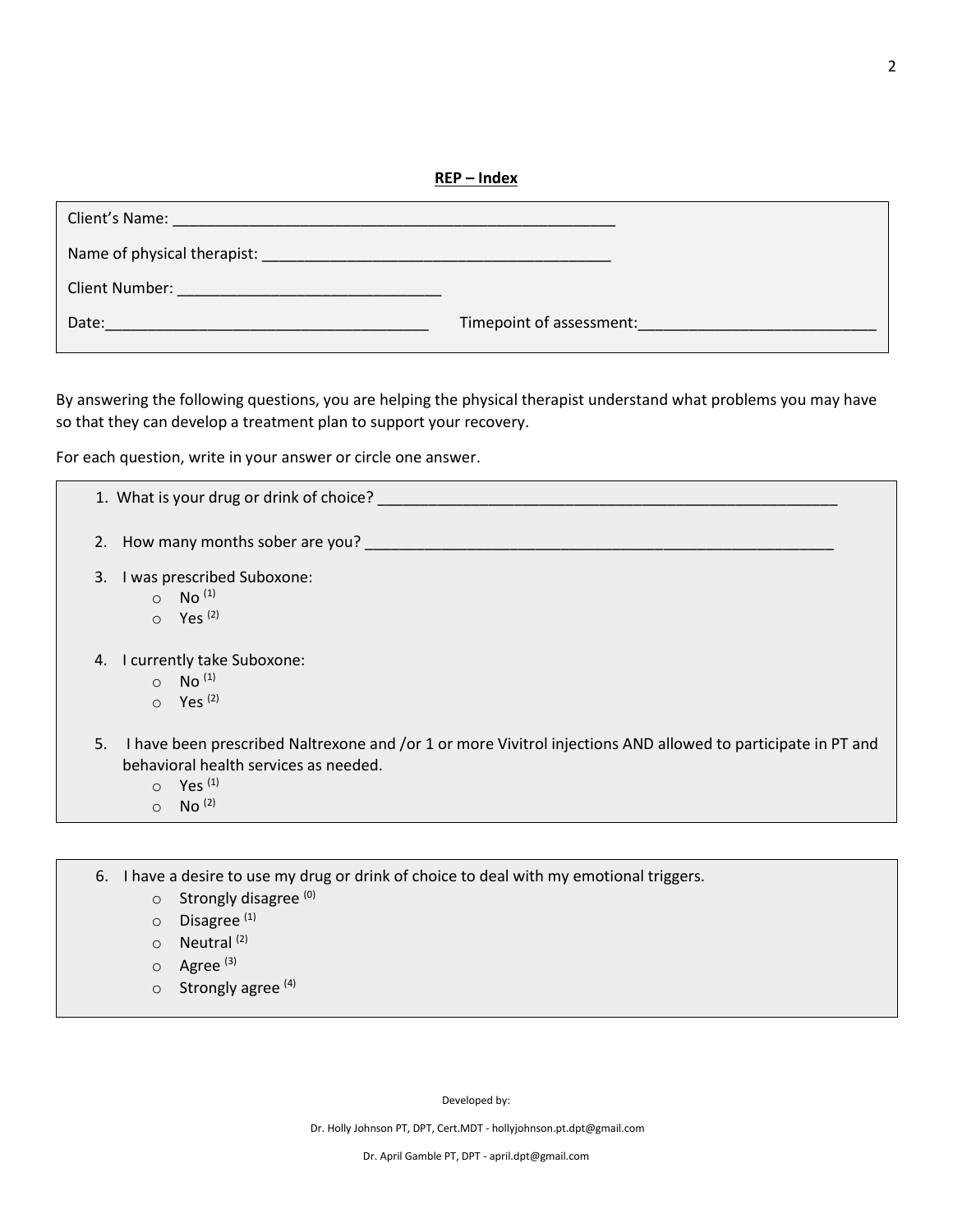**REP – Index**

Client's Name: ____________________________________________________

Name of physical therapist: ________________________________________

Client Number: ______________________________

Date:_____________________________________ Timepoint of assessment:___________________________

By answering the following questions, you are helping the physical therapist understand what problems you may have so that they can develop a treatment plan to support your recovery.

For each question, write in your answer or circle one answer.

1. What is your drug or drink of choice? _______________________________________________________

2. How many months sober are you? _________________________________________________________

3. I was prescribed Suboxone:
   - No (1)
   - Yes (2)

4. I currently take Suboxone:
   - No (1)
   - Yes (2)

5. I have been prescribed Naltrexone and /or 1 or more Vivitrol injections AND allowed to participate in PT and behavioral health services as needed.
   - Yes (1)
   - No (2)

6. I have a desire to use my drug or drink of choice to deal with my emotional triggers.
   - Strongly disagree (0)
   - Disagree (1)
   - Neutral (2)
   - Agree (3)
   - Strongly agree (4)

Developed by:

Dr. Holly Johnson PT, DPT, Cert.MDT - hollyjohnson.pt.dpt@gmail.com

Dr. April Gamble PT, DPT - april.dpt@gmail.com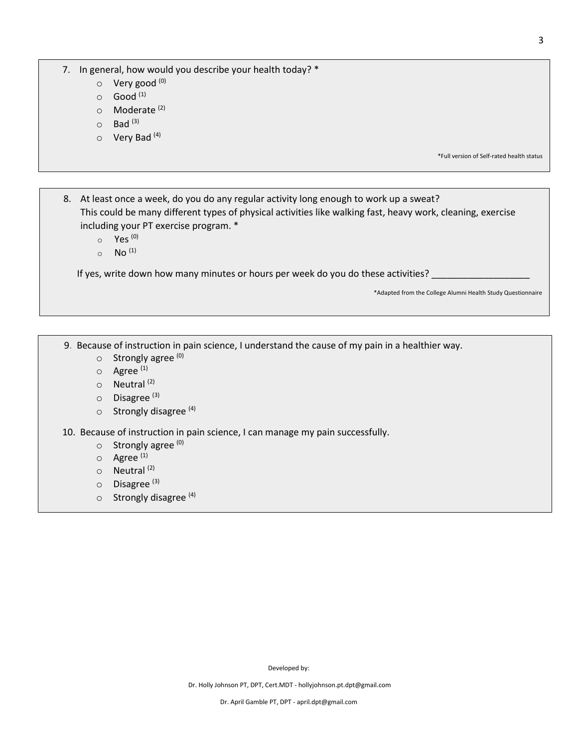7. In general, how would you describe your health today? *
    - Very good (0)
    - Good (1)
    - Moderate (2)
    - Bad (3)
    - Very Bad (4)

*Full version of Self-rated health status

8. At least once a week, do you do any regular activity long enough to work up a sweat? This could be many different types of physical activities like walking fast, heavy work, cleaning, exercise including your PT exercise program. *
    - Yes (0)
    - No (1)

If yes, write down how many minutes or hours per week do you do these activities? ___________________

*Adapted from the College Alumni Health Study Questionnaire

9. Because of instruction in pain science, I understand the cause of my pain in a healthier way.
    - Strongly agree (0)
    - Agree (1)
    - Neutral (2)
    - Disagree (3)
    - Strongly disagree (4)

10. Because of instruction in pain science, I can manage my pain successfully.
    - Strongly agree (0)
    - Agree (1)
    - Neutral (2)
    - Disagree (3)
    - Strongly disagree (4)

Developed by:

Dr. Holly Johnson PT, DPT, Cert.MDT - hollyjohnson.pt.dpt@gmail.com

Dr. April Gamble PT, DPT - april.dpt@gmail.com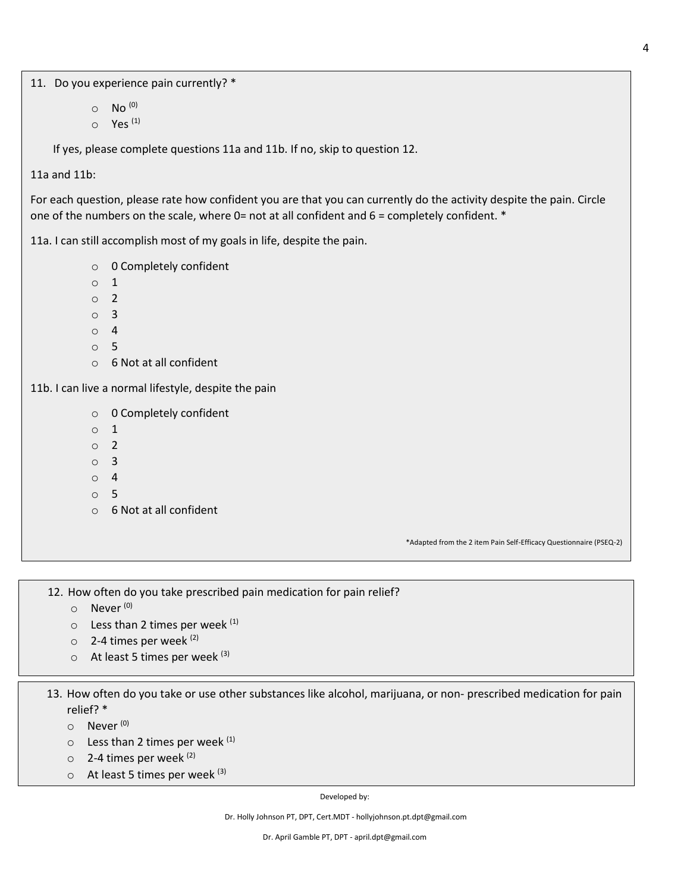11. Do you experience pain currently? *

    - ○ No (0)
    - ○ Yes (1)

    If yes, please complete questions 11a and 11b. If no, skip to question 12.

11a and 11b:

For each question, please rate how confident you are that you can currently do the activity despite the pain. Circle one of the numbers on the scale, where 0= not at all confident and 6 = completely confident. *

11a. I can still accomplish most of my goals in life, despite the pain.

- ○ 0 Completely confident
- ○ 1
- ○ 2
- ○ 3
- ○ 4
- ○ 5
- ○ 6 Not at all confident

11b. I can live a normal lifestyle, despite the pain

- ○ 0 Completely confident
- ○ 1
- ○ 2
- ○ 3
- ○ 4
- ○ 5
- ○ 6 Not at all confident

*Adapted from the 2 item Pain Self-Efficacy Questionnaire (PSEQ-2)

12. How often do you take prescribed pain medication for pain relief?
    - ○ Never (0)
    - ○ Less than 2 times per week (1)
    - ○ 2-4 times per week (2)
    - ○ At least 5 times per week (3)

13. How often do you take or use other substances like alcohol, marijuana, or non- prescribed medication for pain relief? *
    - ○ Never (0)
    - ○ Less than 2 times per week (1)
    - ○ 2-4 times per week (2)
    - ○ At least 5 times per week (3)

Developed by:

Dr. Holly Johnson PT, DPT, Cert.MDT - hollyjohnson.pt.dpt@gmail.com

Dr. April Gamble PT, DPT - april.dpt@gmail.com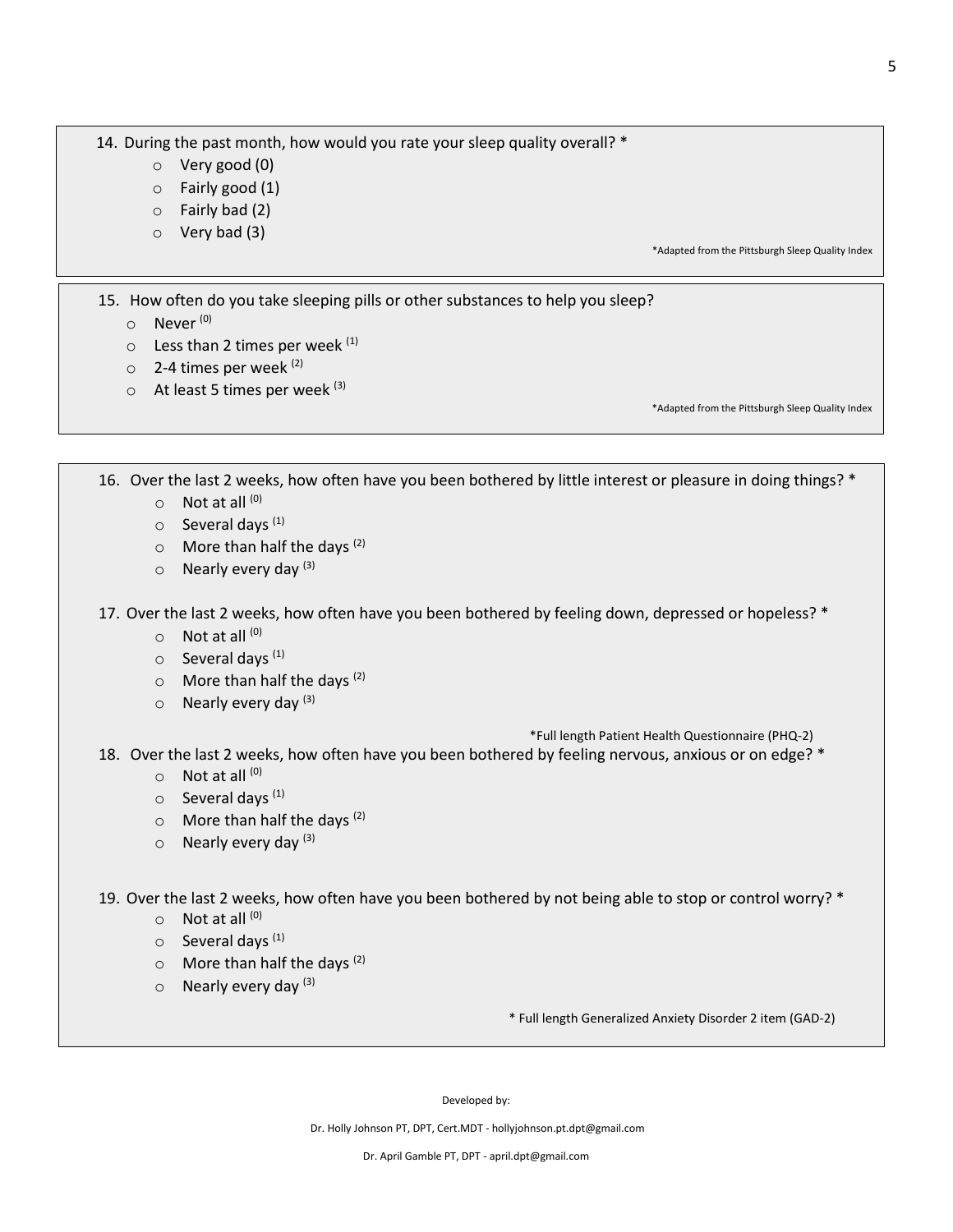14. During the past month, how would you rate your sleep quality overall? *
    - Very good (0)
    - Fairly good (1)
    - Fairly bad (2)
    - Very bad (3)

*Adapted from the Pittsburgh Sleep Quality Index

15. How often do you take sleeping pills or other substances to help you sleep?
    - Never (0)
    - Less than 2 times per week (1)
    - 2-4 times per week (2)
    - At least 5 times per week (3)

*Adapted from the Pittsburgh Sleep Quality Index

16. Over the last 2 weeks, how often have you been bothered by little interest or pleasure in doing things? *
    - Not at all (0)
    - Several days (1)
    - More than half the days (2)
    - Nearly every day (3)

17. Over the last 2 weeks, how often have you been bothered by feeling down, depressed or hopeless? *
    - Not at all (0)
    - Several days (1)
    - More than half the days (2)
    - Nearly every day (3)

*Full length Patient Health Questionnaire (PHQ-2)

18. Over the last 2 weeks, how often have you been bothered by feeling nervous, anxious or on edge? *
    - Not at all (0)
    - Several days (1)
    - More than half the days (2)
    - Nearly every day (3)

19. Over the last 2 weeks, how often have you been bothered by not being able to stop or control worry? *
    - Not at all (0)
    - Several days (1)
    - More than half the days (2)
    - Nearly every day (3)

* Full length Generalized Anxiety Disorder 2 item (GAD-2)

Developed by:

Dr. Holly Johnson PT, DPT, Cert.MDT - hollyjohnson.pt.dpt@gmail.com

Dr. April Gamble PT, DPT - april.dpt@gmail.com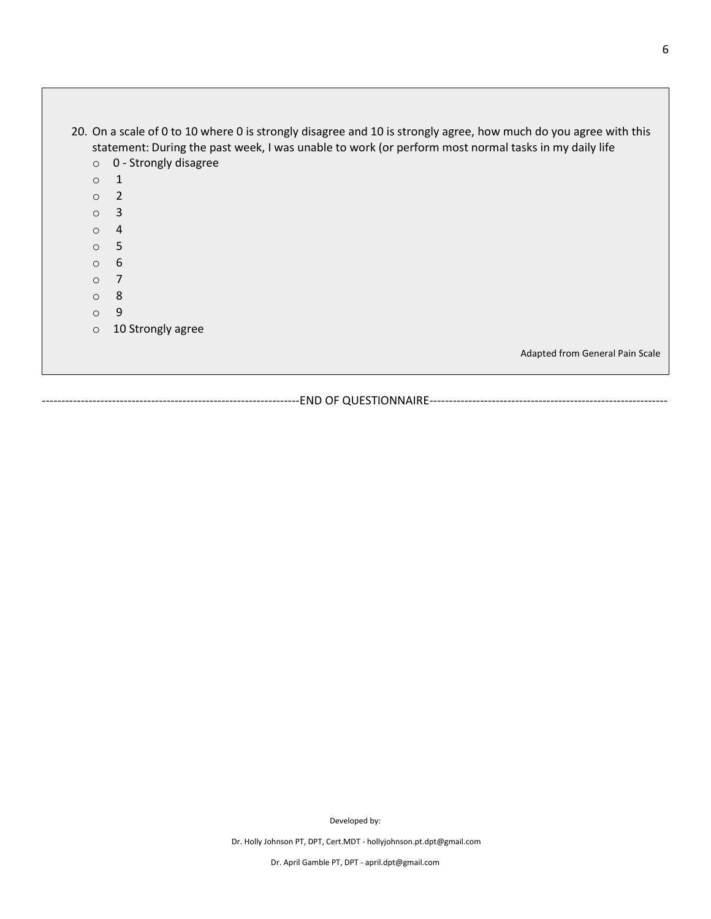20. On a scale of 0 to 10 where 0 is strongly disagree and 10 is strongly agree, how much do you agree with this statement: During the past week, I was unable to work (or perform most normal tasks in my daily life
    - 0 - Strongly disagree
    - 1
    - 2
    - 3
    - 4
    - 5
    - 6
    - 7
    - 8
    - 9
    - 10 Strongly agree

Adapted from General Pain Scale

-----------------------------------------------------------------END OF QUESTIONNAIRE------------------------------------------------------------

Developed by:

Dr. Holly Johnson PT, DPT, Cert.MDT - hollyjohnson.pt.dpt@gmail.com

Dr. April Gamble PT, DPT - april.dpt@gmail.com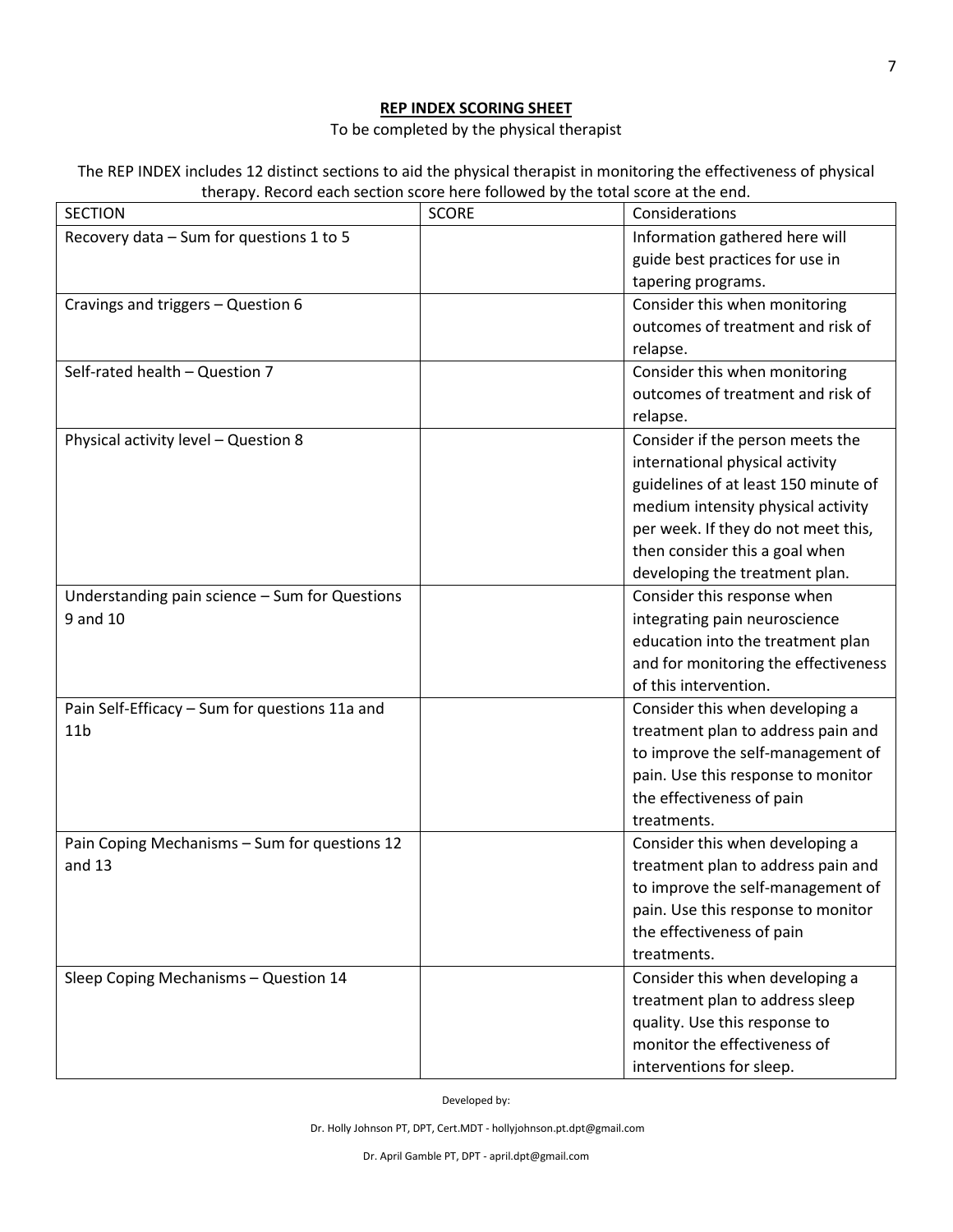**REP INDEX SCORING SHEET**

To be completed by the physical therapist

The REP INDEX includes 12 distinct sections to aid the physical therapist in monitoring the effectiveness of physical therapy. Record each section score here followed by the total score at the end.

| SECTION | SCORE | Considerations |
| --- | --- | --- |
| Recovery data – Sum for questions 1 to 5 | | Information gathered here will guide best practices for use in tapering programs. |
| Cravings and triggers – Question 6 | | Consider this when monitoring outcomes of treatment and risk of relapse. |
| Self-rated health – Question 7 | | Consider this when monitoring outcomes of treatment and risk of relapse. |
| Physical activity level – Question 8 | | Consider if the person meets the international physical activity guidelines of at least 150 minute of medium intensity physical activity per week. If they do not meet this, then consider this a goal when developing the treatment plan. |
| Understanding pain science – Sum for Questions 9 and 10 | | Consider this response when integrating pain neuroscience education into the treatment plan and for monitoring the effectiveness of this intervention. |
| Pain Self-Efficacy – Sum for questions 11a and 11b | | Consider this when developing a treatment plan to address pain and to improve the self-management of pain. Use this response to monitor the effectiveness of pain treatments. |
| Pain Coping Mechanisms – Sum for questions 12 and 13 | | Consider this when developing a treatment plan to address pain and to improve the self-management of pain. Use this response to monitor the effectiveness of pain treatments. |
| Sleep Coping Mechanisms – Question 14 | | Consider this when developing a treatment plan to address sleep quality. Use this response to monitor the effectiveness of interventions for sleep. |

Developed by:

Dr. Holly Johnson PT, DPT, Cert.MDT - hollyjohnson.pt.dpt@gmail.com

Dr. April Gamble PT, DPT - april.dpt@gmail.com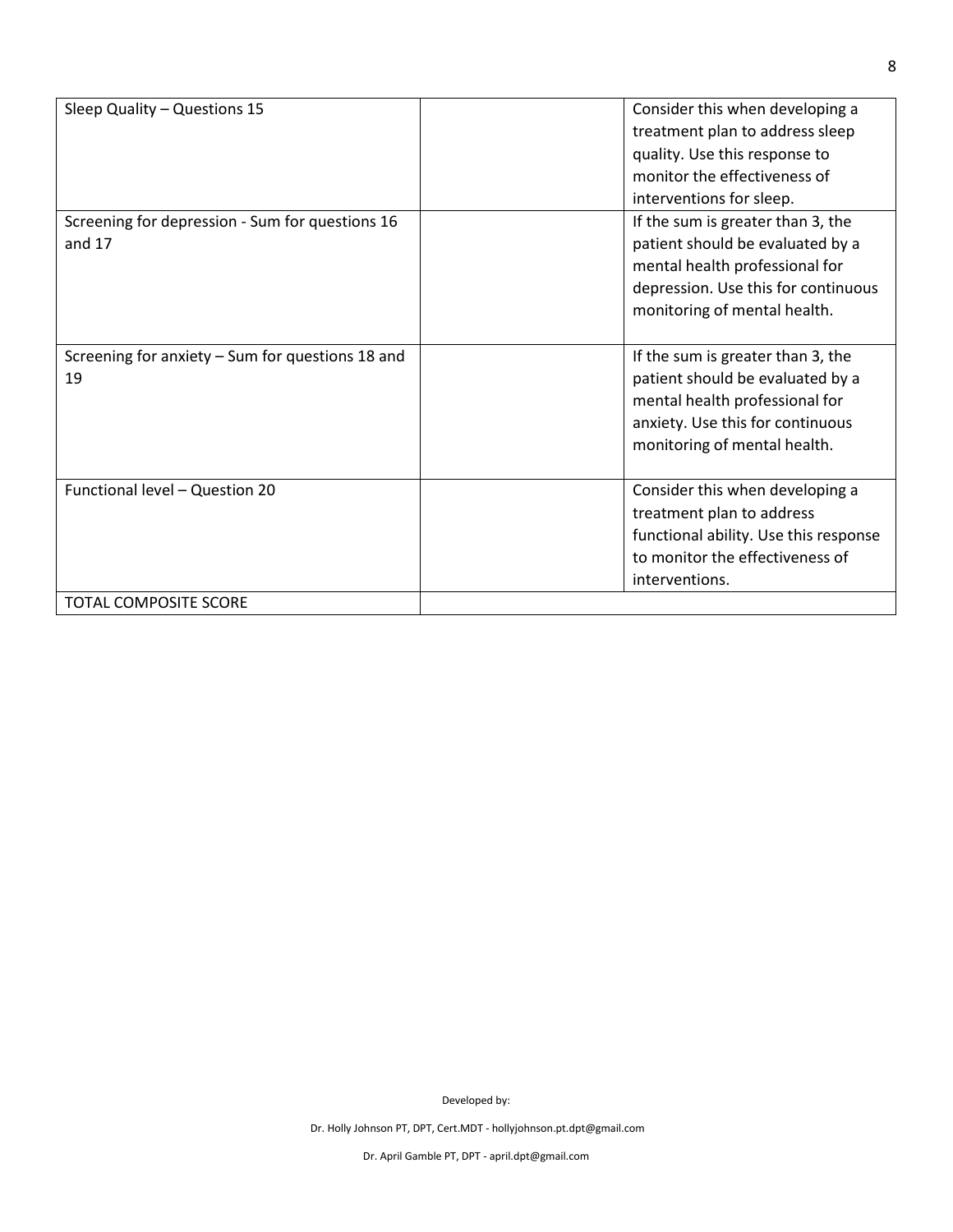| | | |
|---|---|---|
| Sleep Quality – Questions 15 | | Consider this when developing a treatment plan to address sleep quality. Use this response to monitor the effectiveness of interventions for sleep. |
| Screening for depression - Sum for questions 16 and 17 | | If the sum is greater than 3, the patient should be evaluated by a mental health professional for depression. Use this for continuous monitoring of mental health. |
| Screening for anxiety – Sum for questions 18 and 19 | | If the sum is greater than 3, the patient should be evaluated by a mental health professional for anxiety. Use this for continuous monitoring of mental health. |
| Functional level – Question 20 | | Consider this when developing a treatment plan to address functional ability. Use this response to monitor the effectiveness of interventions. |
| TOTAL COMPOSITE SCORE | | |

Developed by:

Dr. Holly Johnson PT, DPT, Cert.MDT - hollyjohnson.pt.dpt@gmail.com

Dr. April Gamble PT, DPT - april.dpt@gmail.com